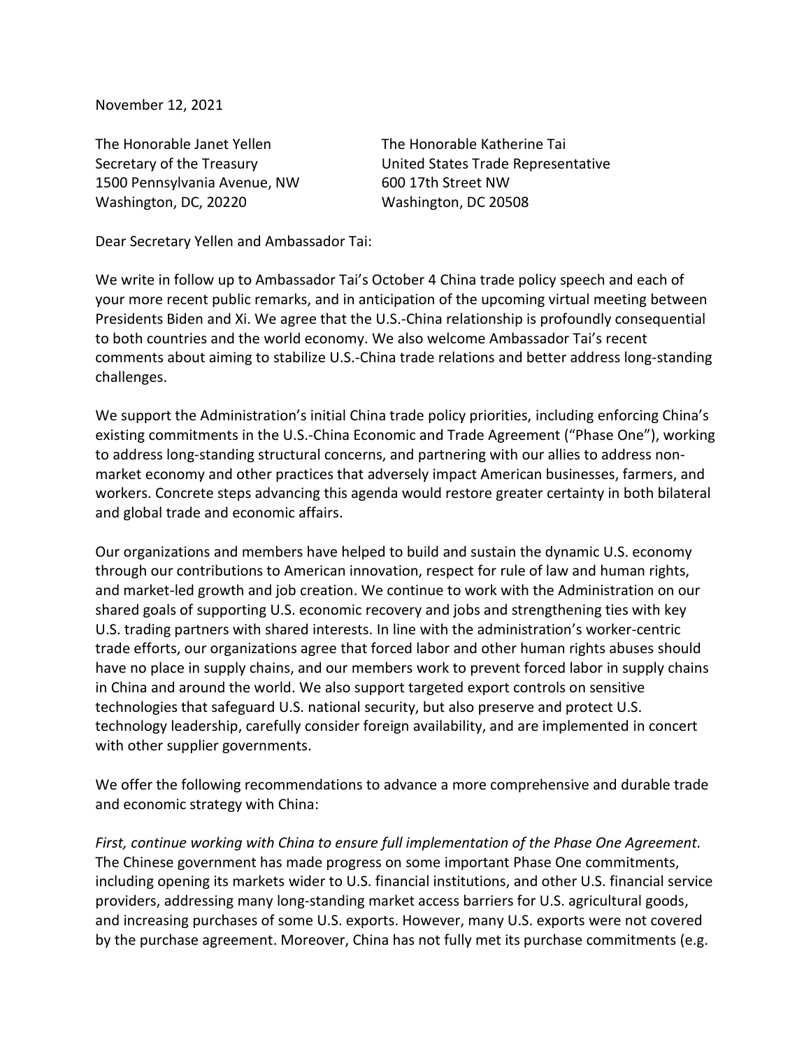November 12, 2021

The Honorable Janet Yellen
Secretary of the Treasury
1500 Pennsylvania Avenue, NW
Washington, DC, 20220

The Honorable Katherine Tai
United States Trade Representative
600 17th Street NW
Washington, DC 20508

Dear Secretary Yellen and Ambassador Tai:

We write in follow up to Ambassador Tai's October 4 China trade policy speech and each of your more recent public remarks, and in anticipation of the upcoming virtual meeting between Presidents Biden and Xi. We agree that the U.S.-China relationship is profoundly consequential to both countries and the world economy. We also welcome Ambassador Tai's recent comments about aiming to stabilize U.S.-China trade relations and better address long-standing challenges.

We support the Administration's initial China trade policy priorities, including enforcing China's existing commitments in the U.S.-China Economic and Trade Agreement ("Phase One"), working to address long-standing structural concerns, and partnering with our allies to address non-market economy and other practices that adversely impact American businesses, farmers, and workers. Concrete steps advancing this agenda would restore greater certainty in both bilateral and global trade and economic affairs.

Our organizations and members have helped to build and sustain the dynamic U.S. economy through our contributions to American innovation, respect for rule of law and human rights, and market-led growth and job creation. We continue to work with the Administration on our shared goals of supporting U.S. economic recovery and jobs and strengthening ties with key U.S. trading partners with shared interests. In line with the administration's worker-centric trade efforts, our organizations agree that forced labor and other human rights abuses should have no place in supply chains, and our members work to prevent forced labor in supply chains in China and around the world. We also support targeted export controls on sensitive technologies that safeguard U.S. national security, but also preserve and protect U.S. technology leadership, carefully consider foreign availability, and are implemented in concert with other supplier governments.

We offer the following recommendations to advance a more comprehensive and durable trade and economic strategy with China:

*First, continue working with China to ensure full implementation of the Phase One Agreement.* The Chinese government has made progress on some important Phase One commitments, including opening its markets wider to U.S. financial institutions, and other U.S. financial service providers, addressing many long-standing market access barriers for U.S. agricultural goods, and increasing purchases of some U.S. exports. However, many U.S. exports were not covered by the purchase agreement. Moreover, China has not fully met its purchase commitments (e.g.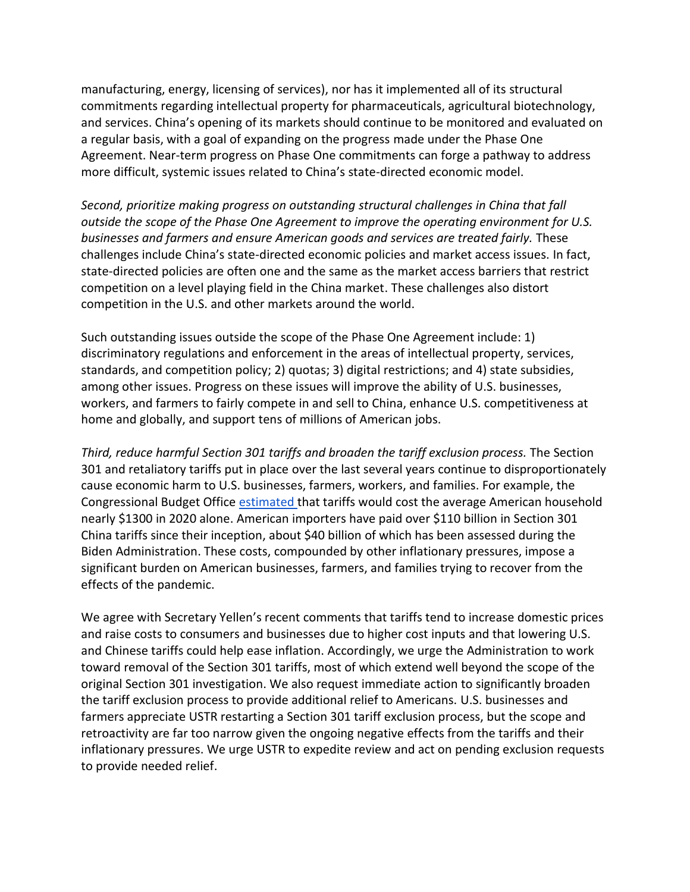manufacturing, energy, licensing of services), nor has it implemented all of its structural commitments regarding intellectual property for pharmaceuticals, agricultural biotechnology, and services. China's opening of its markets should continue to be monitored and evaluated on a regular basis, with a goal of expanding on the progress made under the Phase One Agreement. Near-term progress on Phase One commitments can forge a pathway to address more difficult, systemic issues related to China's state-directed economic model.

*Second, prioritize making progress on outstanding structural challenges in China that fall outside the scope of the Phase One Agreement to improve the operating environment for U.S. businesses and farmers and ensure American goods and services are treated fairly.* These challenges include China's state-directed economic policies and market access issues. In fact, state-directed policies are often one and the same as the market access barriers that restrict competition on a level playing field in the China market. These challenges also distort competition in the U.S. and other markets around the world.

Such outstanding issues outside the scope of the Phase One Agreement include: 1) discriminatory regulations and enforcement in the areas of intellectual property, services, standards, and competition policy; 2) quotas; 3) digital restrictions; and 4) state subsidies, among other issues. Progress on these issues will improve the ability of U.S. businesses, workers, and farmers to fairly compete in and sell to China, enhance U.S. competitiveness at home and globally, and support tens of millions of American jobs.

*Third, reduce harmful Section 301 tariffs and broaden the tariff exclusion process.* The Section 301 and retaliatory tariffs put in place over the last several years continue to disproportionately cause economic harm to U.S. businesses, farmers, workers, and families. For example, the Congressional Budget Office estimated that tariffs would cost the average American household nearly $1300 in 2020 alone. American importers have paid over $110 billion in Section 301 China tariffs since their inception, about $40 billion of which has been assessed during the Biden Administration. These costs, compounded by other inflationary pressures, impose a significant burden on American businesses, farmers, and families trying to recover from the effects of the pandemic.

We agree with Secretary Yellen's recent comments that tariffs tend to increase domestic prices and raise costs to consumers and businesses due to higher cost inputs and that lowering U.S. and Chinese tariffs could help ease inflation. Accordingly, we urge the Administration to work toward removal of the Section 301 tariffs, most of which extend well beyond the scope of the original Section 301 investigation. We also request immediate action to significantly broaden the tariff exclusion process to provide additional relief to Americans. U.S. businesses and farmers appreciate USTR restarting a Section 301 tariff exclusion process, but the scope and retroactivity are far too narrow given the ongoing negative effects from the tariffs and their inflationary pressures. We urge USTR to expedite review and act on pending exclusion requests to provide needed relief.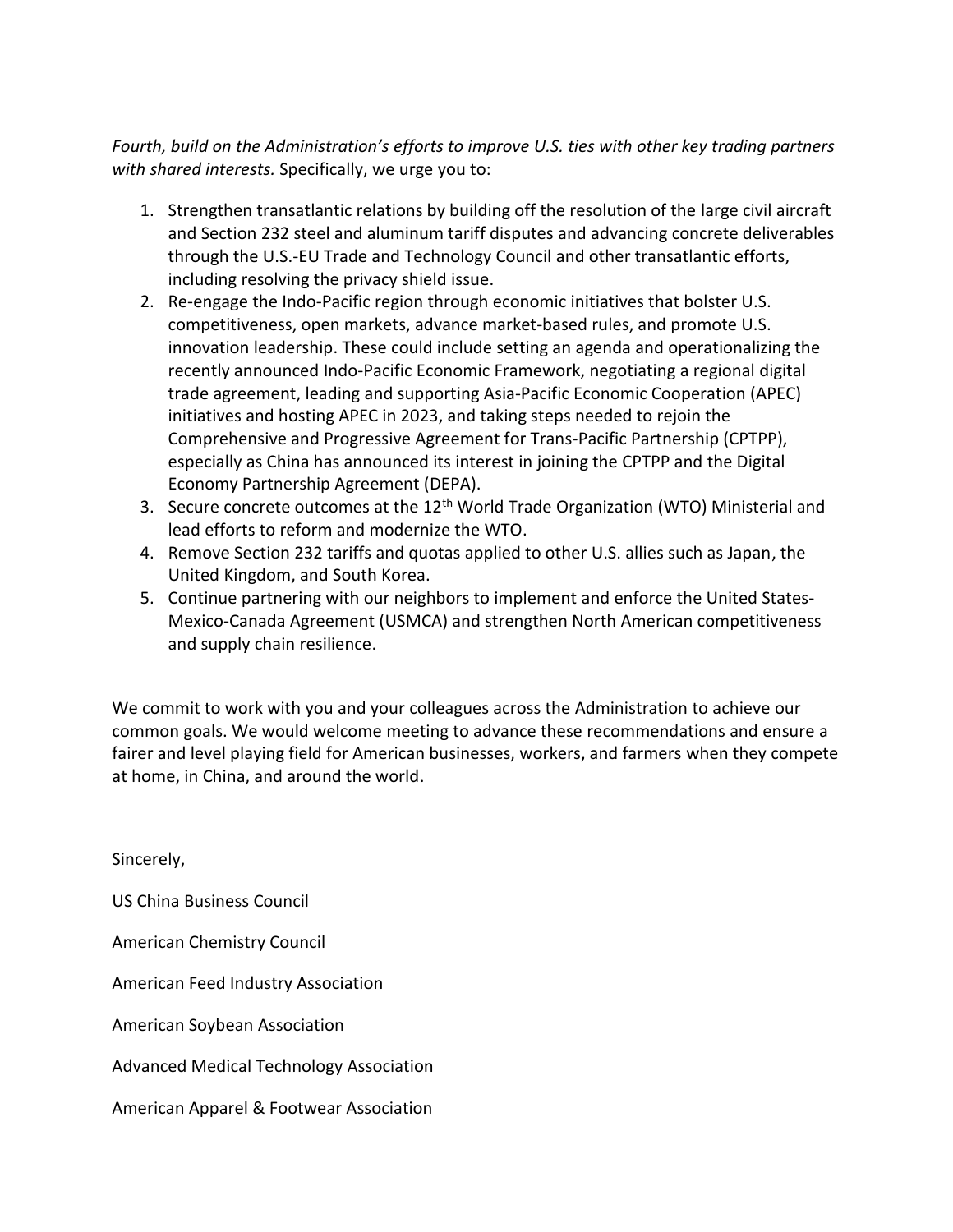*Fourth, build on the Administration's efforts to improve U.S. ties with other key trading partners with shared interests.* Specifically, we urge you to:

1. Strengthen transatlantic relations by building off the resolution of the large civil aircraft and Section 232 steel and aluminum tariff disputes and advancing concrete deliverables through the U.S.-EU Trade and Technology Council and other transatlantic efforts, including resolving the privacy shield issue.
2. Re-engage the Indo-Pacific region through economic initiatives that bolster U.S. competitiveness, open markets, advance market-based rules, and promote U.S. innovation leadership. These could include setting an agenda and operationalizing the recently announced Indo-Pacific Economic Framework, negotiating a regional digital trade agreement, leading and supporting Asia-Pacific Economic Cooperation (APEC) initiatives and hosting APEC in 2023, and taking steps needed to rejoin the Comprehensive and Progressive Agreement for Trans-Pacific Partnership (CPTPP), especially as China has announced its interest in joining the CPTPP and the Digital Economy Partnership Agreement (DEPA).
3. Secure concrete outcomes at the 12th World Trade Organization (WTO) Ministerial and lead efforts to reform and modernize the WTO.
4. Remove Section 232 tariffs and quotas applied to other U.S. allies such as Japan, the United Kingdom, and South Korea.
5. Continue partnering with our neighbors to implement and enforce the United States-Mexico-Canada Agreement (USMCA) and strengthen North American competitiveness and supply chain resilience.

We commit to work with you and your colleagues across the Administration to achieve our common goals. We would welcome meeting to advance these recommendations and ensure a fairer and level playing field for American businesses, workers, and farmers when they compete at home, in China, and around the world.

Sincerely,

US China Business Council

American Chemistry Council

American Feed Industry Association

American Soybean Association

Advanced Medical Technology Association

American Apparel & Footwear Association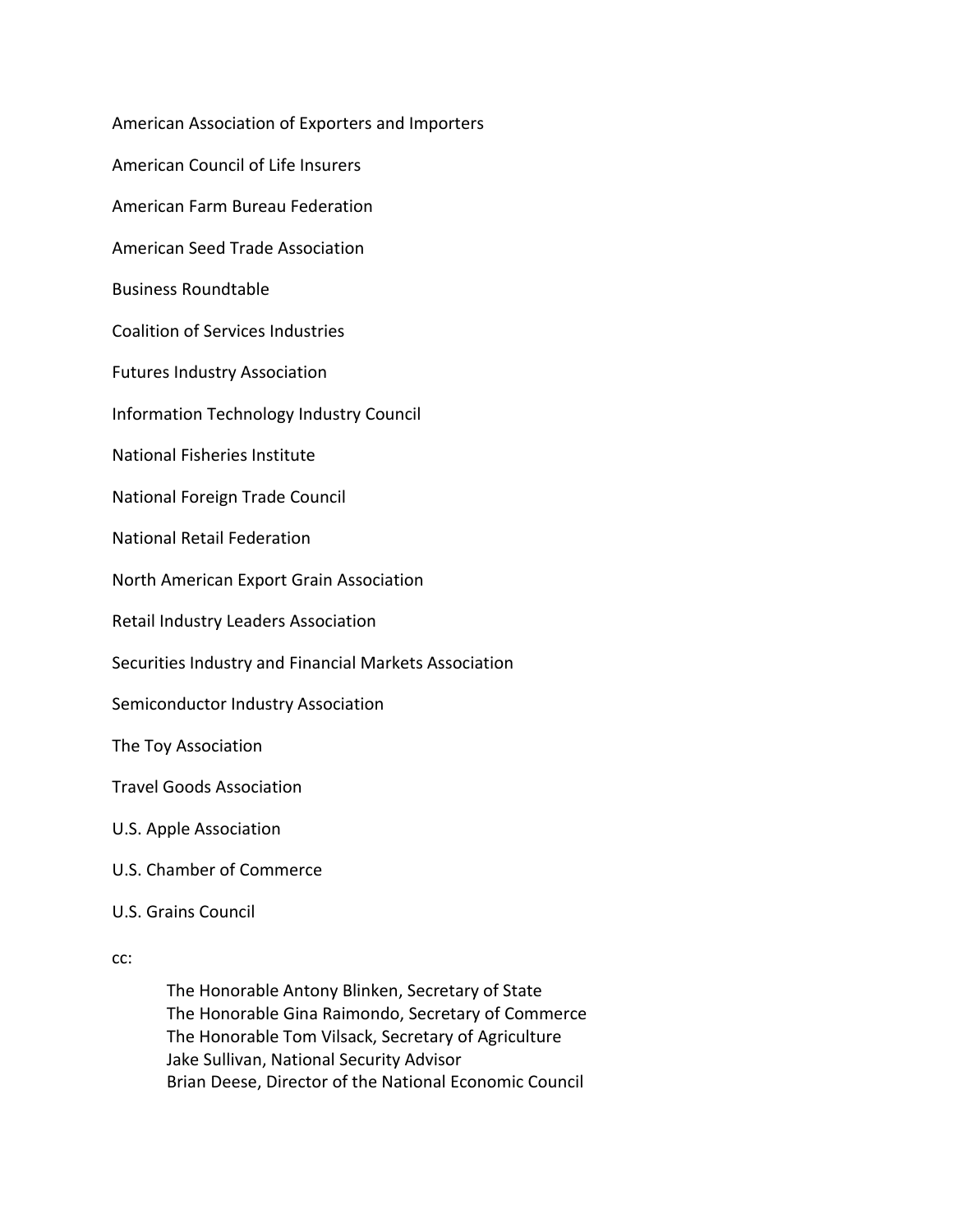American Association of Exporters and Importers

American Council of Life Insurers

American Farm Bureau Federation

American Seed Trade Association

Business Roundtable

Coalition of Services Industries

Futures Industry Association

Information Technology Industry Council

National Fisheries Institute

National Foreign Trade Council

National Retail Federation

North American Export Grain Association

Retail Industry Leaders Association

Securities Industry and Financial Markets Association

Semiconductor Industry Association

The Toy Association

Travel Goods Association

U.S. Apple Association

U.S. Chamber of Commerce

U.S. Grains Council

cc:

> The Honorable Antony Blinken, Secretary of State
> The Honorable Gina Raimondo, Secretary of Commerce
> The Honorable Tom Vilsack, Secretary of Agriculture
> Jake Sullivan, National Security Advisor
> Brian Deese, Director of the National Economic Council